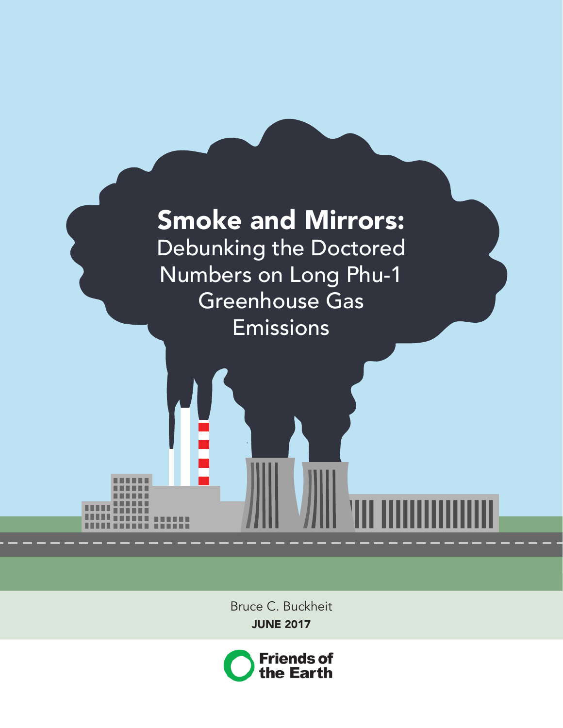# Smoke and Mirrors:

## Debunking the Doctored Numbers on Long Phu-1 Greenhouse Gas Emissions

Bruce C. Buckheit

**JUNE 2017**

Friends of the Earth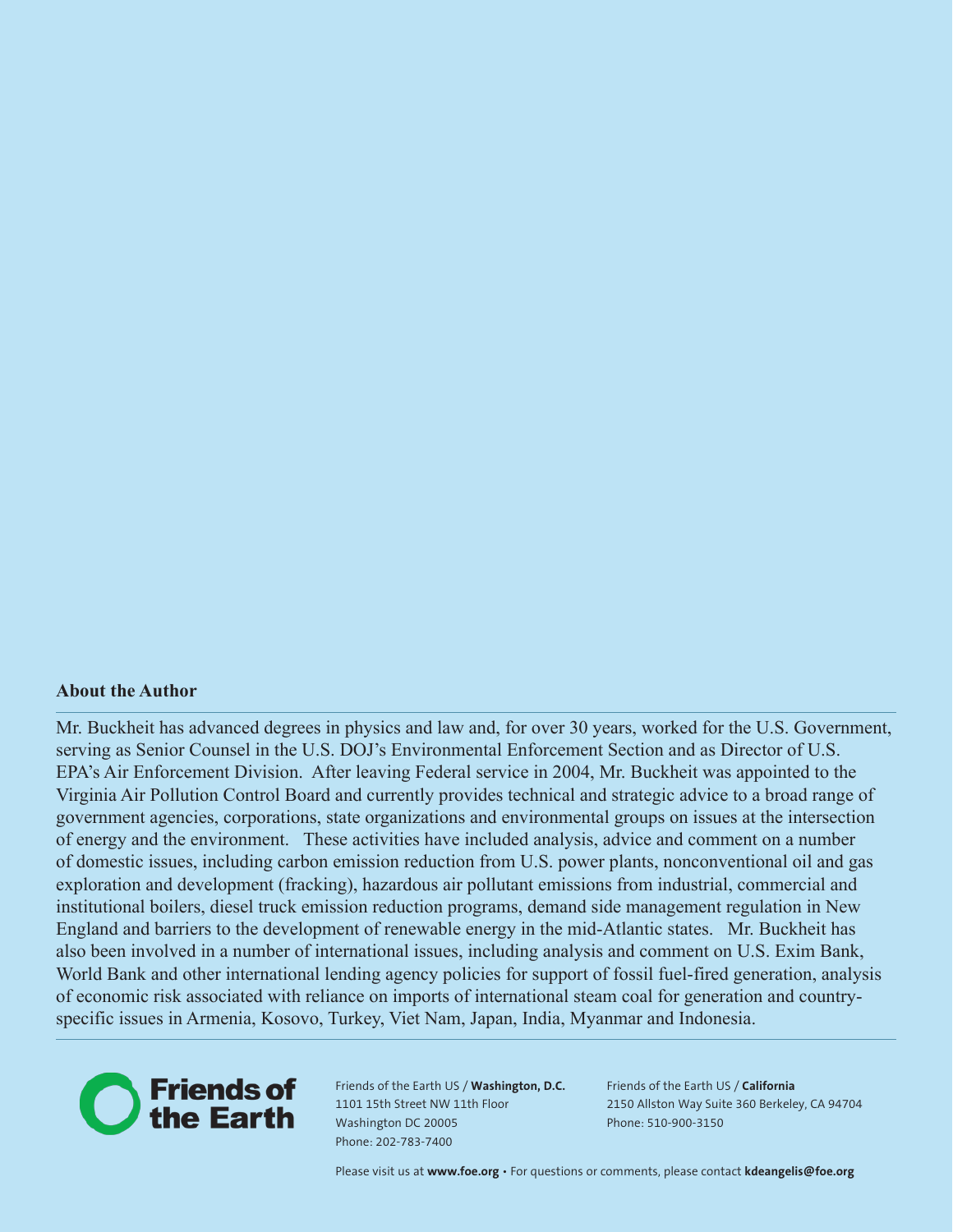## About the Author

Mr. Buckheit has advanced degrees in physics and law and, for over 30 years, worked for the U.S. Government, serving as Senior Counsel in the U.S. DOJ's Environmental Enforcement Section and as Director of U.S. EPA's Air Enforcement Division. After leaving Federal service in 2004, Mr. Buckheit was appointed to the Virginia Air Pollution Control Board and currently provides technical and strategic advice to a broad range of government agencies, corporations, state organizations and environmental groups on issues at the intersection of energy and the environment. These activities have included analysis, advice and comment on a number of domestic issues, including carbon emission reduction from U.S. power plants, nonconventional oil and gas exploration and development (fracking), hazardous air pollutant emissions from industrial, commercial and institutional boilers, diesel truck emission reduction programs, demand side management regulation in New England and barriers to the development of renewable energy in the mid-Atlantic states. Mr. Buckheit has also been involved in a number of international issues, including analysis and comment on U.S. Exim Bank, World Bank and other international lending agency policies for support of fossil fuel-fired generation, analysis of economic risk associated with reliance on imports of international steam coal for generation and country-specific issues in Armenia, Kosovo, Turkey, Viet Nam, Japan, India, Myanmar and Indonesia.

**Friends of the Earth**

Friends of the Earth US / **Washington, D.C.**
1101 15th Street NW 11th Floor
Washington DC 20005
Phone: 202-783-7400

Friends of the Earth US / **California**
2150 Allston Way Suite 360 Berkeley, CA 94704
Phone: 510-900-3150

Please visit us at **www.foe.org** • For questions or comments, please contact **kdeangelis@foe.org**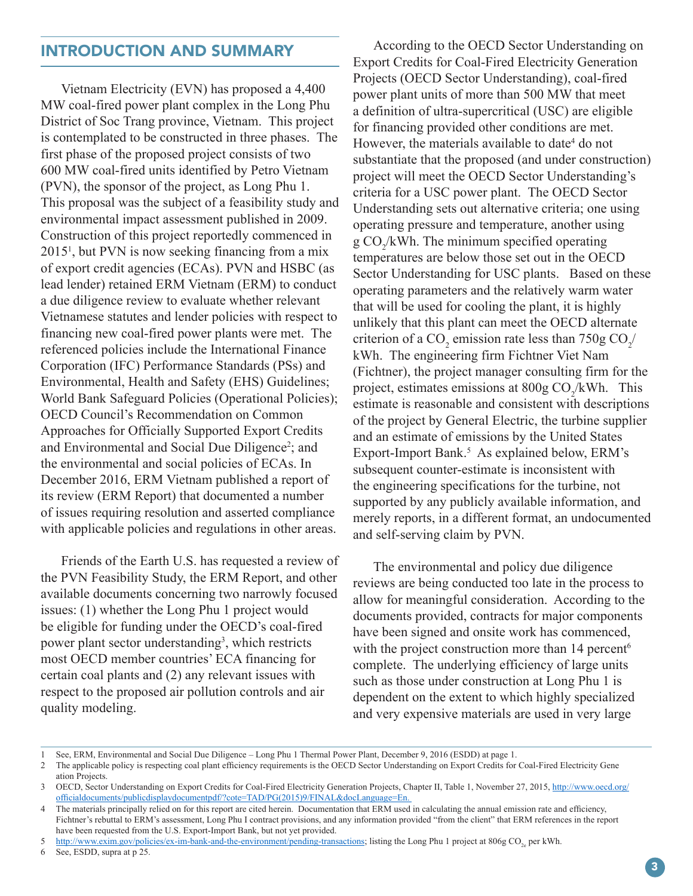## INTRODUCTION AND SUMMARY

Vietnam Electricity (EVN) has proposed a 4,400 MW coal-fired power plant complex in the Long Phu District of Soc Trang province, Vietnam. This project is contemplated to be constructed in three phases. The first phase of the proposed project consists of two 600 MW coal-fired units identified by Petro Vietnam (PVN), the sponsor of the project, as Long Phu 1. This proposal was the subject of a feasibility study and environmental impact assessment published in 2009. Construction of this project reportedly commenced in 2015[1], but PVN is now seeking financing from a mix of export credit agencies (ECAs). PVN and HSBC (as lead lender) retained ERM Vietnam (ERM) to conduct a due diligence review to evaluate whether relevant Vietnamese statutes and lender policies with respect to financing new coal-fired power plants were met. The referenced policies include the International Finance Corporation (IFC) Performance Standards (PSs) and Environmental, Health and Safety (EHS) Guidelines; World Bank Safeguard Policies (Operational Policies); OECD Council's Recommendation on Common Approaches for Officially Supported Export Credits and Environmental and Social Due Diligence[2]; and the environmental and social policies of ECAs. In December 2016, ERM Vietnam published a report of its review (ERM Report) that documented a number of issues requiring resolution and asserted compliance with applicable policies and regulations in other areas.

Friends of the Earth U.S. has requested a review of the PVN Feasibility Study, the ERM Report, and other available documents concerning two narrowly focused issues: (1) whether the Long Phu 1 project would be eligible for funding under the OECD's coal-fired power plant sector understanding[3], which restricts most OECD member countries' ECA financing for certain coal plants and (2) any relevant issues with respect to the proposed air pollution controls and air quality modeling.

According to the OECD Sector Understanding on Export Credits for Coal-Fired Electricity Generation Projects (OECD Sector Understanding), coal-fired power plant units of more than 500 MW that meet a definition of ultra-supercritical (USC) are eligible for financing provided other conditions are met. However, the materials available to date[4] do not substantiate that the proposed (and under construction) project will meet the OECD Sector Understanding's criteria for a USC power plant. The OECD Sector Understanding sets out alternative criteria; one using operating pressure and temperature, another using g $CO_2$/kWh. The minimum specified operating temperatures are below those set out in the OECD Sector Understanding for USC plants. Based on these operating parameters and the relatively warm water that will be used for cooling the plant, it is highly unlikely that this plant can meet the OECD alternate criterion of a $CO_2$ emission rate less than 750g $CO_2$/kWh. The engineering firm Fichtner Viet Nam (Fichtner), the project manager consulting firm for the project, estimates emissions at 800g $CO_2$/kWh. This estimate is reasonable and consistent with descriptions of the project by General Electric, the turbine supplier and an estimate of emissions by the United States Export-Import Bank.[5] As explained below, ERM's subsequent counter-estimate is inconsistent with the engineering specifications for the turbine, not supported by any publicly available information, and merely reports, in a different format, an undocumented and self-serving claim by PVN.

The environmental and policy due diligence reviews are being conducted too late in the process to allow for meaningful consideration. According to the documents provided, contracts for major components have been signed and onsite work has commenced, with the project construction more than 14 percent[6] complete. The underlying efficiency of large units such as those under construction at Long Phu 1 is dependent on the extent to which highly specialized and very expensive materials are used in very large

---

1. See, ERM, Environmental and Social Due Diligence – Long Phu 1 Thermal Power Plant, December 9, 2016 (ESDD) at page 1.
2. The applicable policy is respecting coal plant efficiency requirements is the OECD Sector Understanding on Export Credits for Coal-Fired Electricity Gene ation Projects.
3. OECD, Sector Understanding on Export Credits for Coal-Fired Electricity Generation Projects, Chapter II, Table 1, November 27, 2015, http://www.oecd.org/officialdocuments/publicdisplaydocumentpdf/?cote=TAD/PG(2015)9/FINAL&docLanguage=En.
4. The materials principally relied on for this report are cited herein. Documentation that ERM used in calculating the annual emission rate and efficiency, Fichtner's rebuttal to ERM's assessment, Long Phu I contract provisions, and any information provided "from the client" that ERM references in the report have been requested from the U.S. Export-Import Bank, but not yet provided.
5. http://www.exim.gov/policies/ex-im-bank-and-the-environment/pending-transactions; listing the Long Phu 1 project at 806g $CO_{2e}$ per kWh.
6. See, ESDD, supra at p 25.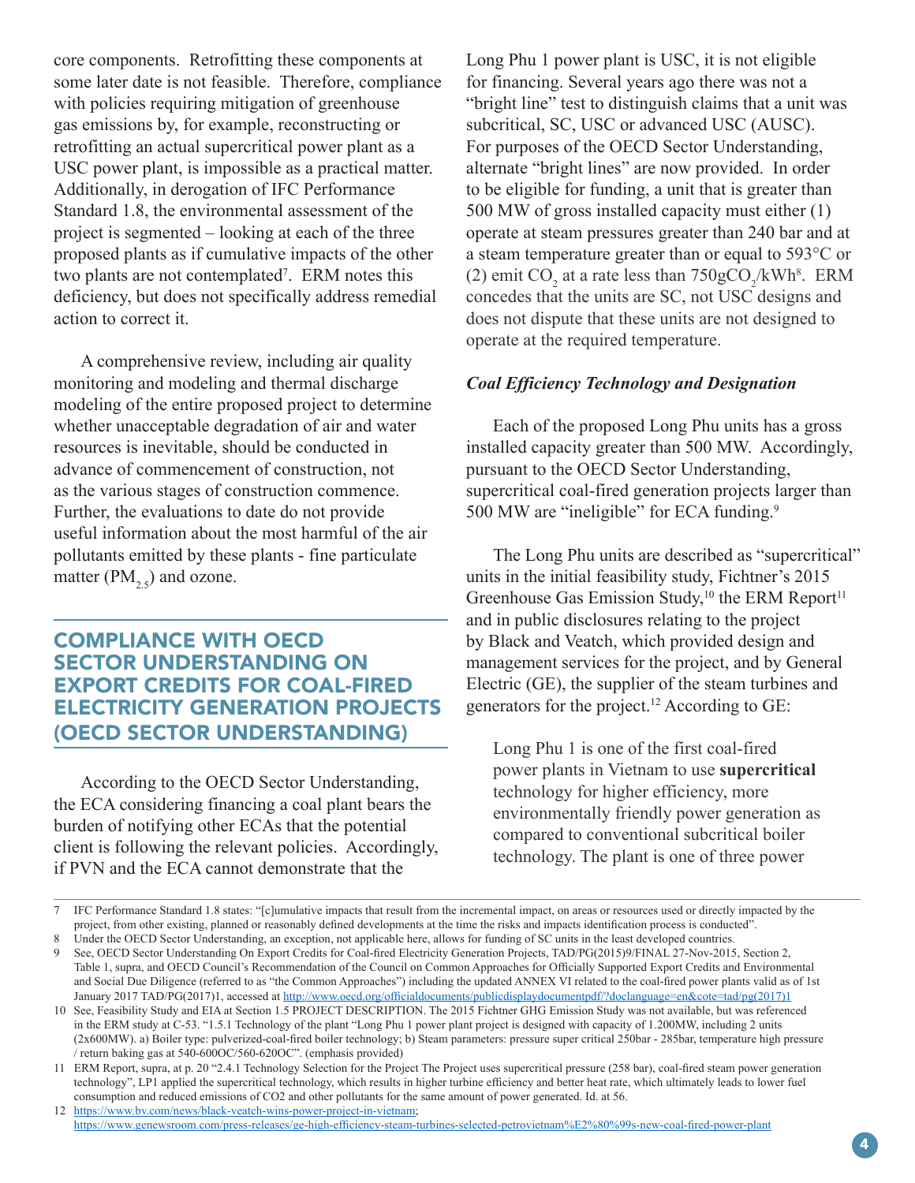core components. Retrofitting these components at some later date is not feasible. Therefore, compliance with policies requiring mitigation of greenhouse gas emissions by, for example, reconstructing or retrofitting an actual supercritical power plant as a USC power plant, is impossible as a practical matter. Additionally, in derogation of IFC Performance Standard 1.8, the environmental assessment of the project is segmented – looking at each of the three proposed plants as if cumulative impacts of the other two plants are not contemplated[7]. ERM notes this deficiency, but does not specifically address remedial action to correct it.

A comprehensive review, including air quality monitoring and modeling and thermal discharge modeling of the entire proposed project to determine whether unacceptable degradation of air and water resources is inevitable, should be conducted in advance of commencement of construction, not as the various stages of construction commence. Further, the evaluations to date do not provide useful information about the most harmful of the air pollutants emitted by these plants - fine particulate matter ($PM_{2.5}$) and ozone.

## COMPLIANCE WITH OECD SECTOR UNDERSTANDING ON EXPORT CREDITS FOR COAL-FIRED ELECTRICITY GENERATION PROJECTS (OECD SECTOR UNDERSTANDING)

According to the OECD Sector Understanding, the ECA considering financing a coal plant bears the burden of notifying other ECAs that the potential client is following the relevant policies. Accordingly, if PVN and the ECA cannot demonstrate that the Long Phu 1 power plant is USC, it is not eligible for financing. Several years ago there was not a "bright line" test to distinguish claims that a unit was subcritical, SC, USC or advanced USC (AUSC). For purposes of the OECD Sector Understanding, alternate "bright lines" are now provided. In order to be eligible for funding, a unit that is greater than 500 MW of gross installed capacity must either (1) operate at steam pressures greater than 240 bar and at a steam temperature greater than or equal to 593°C or (2) emit $CO_2$ at a rate less than $750gCO_2/kWh$[8]. ERM concedes that the units are SC, not USC designs and does not dispute that these units are not designed to operate at the required temperature.

### *Coal Efficiency Technology and Designation*

Each of the proposed Long Phu units has a gross installed capacity greater than 500 MW. Accordingly, pursuant to the OECD Sector Understanding, supercritical coal-fired generation projects larger than 500 MW are "ineligible" for ECA funding.[9]

The Long Phu units are described as "supercritical" units in the initial feasibility study, Fichtner's 2015 Greenhouse Gas Emission Study,[10] the ERM Report[11] and in public disclosures relating to the project by Black and Veatch, which provided design and management services for the project, and by General Electric (GE), the supplier of the steam turbines and generators for the project.[12] According to GE:

> Long Phu 1 is one of the first coal-fired power plants in Vietnam to use **supercritical** technology for higher efficiency, more environmentally friendly power generation as compared to conventional subcritical boiler technology. The plant is one of three power

---

7 IFC Performance Standard 1.8 states: "[c]umulative impacts that result from the incremental impact, on areas or resources used or directly impacted by the project, from other existing, planned or reasonably defined developments at the time the risks and impacts identification process is conducted".

8 Under the OECD Sector Understanding, an exception, not applicable here, allows for funding of SC units in the least developed countries.

9 See, OECD Sector Understanding On Export Credits for Coal-fired Electricity Generation Projects, TAD/PG(2015)9/FINAL 27-Nov-2015, Section 2, Table 1, supra, and OECD Council's Recommendation of the Council on Common Approaches for Officially Supported Export Credits and Environmental and Social Due Diligence (referred to as "the Common Approaches") including the updated ANNEX VI related to the coal-fired power plants valid as of 1st January 2017 TAD/PG(2017)1, accessed at http://www.oecd.org/officialdocuments/publicdisplaydocumentpdf/?doclanguage=en&cote=tad/pg(2017)1

10 See, Feasibility Study and EIA at Section 1.5 PROJECT DESCRIPTION. The 2015 Fichtner GHG Emission Study was not available, but was referenced in the ERM study at C-53. "1.5.1 Technology of the plant "Long Phu 1 power plant project is designed with capacity of 1.200MW, including 2 units (2x600MW). a) Boiler type: pulverized-coal-fired boiler technology; b) Steam parameters: pressure super critical 250bar - 285bar, temperature high pressure / return baking gas at 540-600OC/560-620OC". (emphasis provided)

11 ERM Report, supra, at p. 20 "2.4.1 Technology Selection for the Project The Project uses supercritical pressure (258 bar), coal-fired steam power generation technology", LP1 applied the supercritical technology, which results in higher turbine efficiency and better heat rate, which ultimately leads to lower fuel consumption and reduced emissions of CO2 and other pollutants for the same amount of power generated. Id. at 56.

12 https://www.bv.com/news/black-veatch-wins-power-project-in-vietnam; https://www.genewsroom.com/press-releases/ge-high-efficiency-steam-turbines-selected-petrovietnam%E2%80%99s-new-coal-fired-power-plant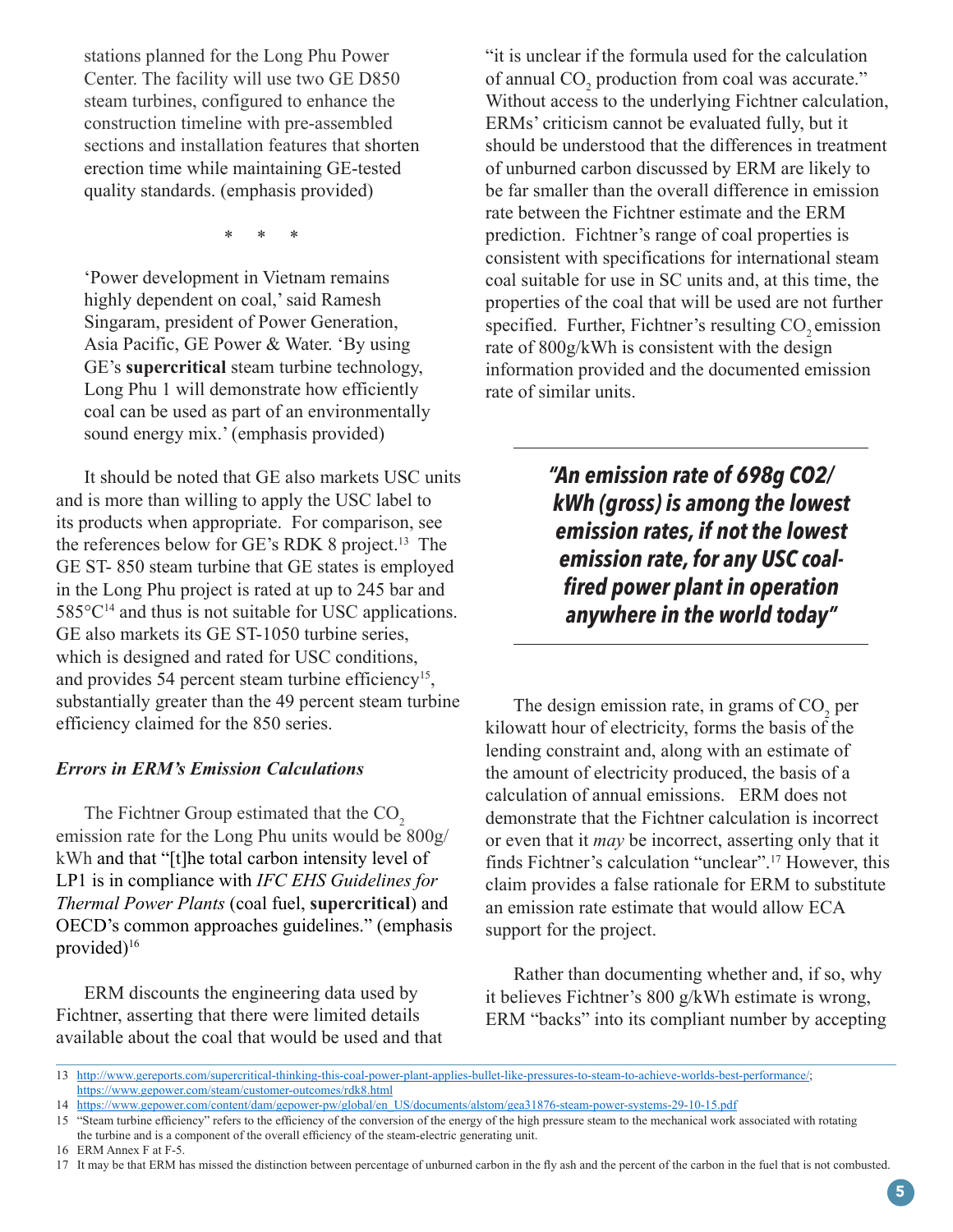stations planned for the Long Phu Power Center. The facility will use two GE D850 steam turbines, configured to enhance the construction timeline with pre-assembled sections and installation features that shorten erection time while maintaining GE-tested quality standards. (emphasis provided)

\* \* \*

'Power development in Vietnam remains highly dependent on coal,' said Ramesh Singaram, president of Power Generation, Asia Pacific, GE Power & Water. 'By using GE's **supercritical** steam turbine technology, Long Phu 1 will demonstrate how efficiently coal can be used as part of an environmentally sound energy mix.' (emphasis provided)

It should be noted that GE also markets USC units and is more than willing to apply the USC label to its products when appropriate. For comparison, see the references below for GE's RDK 8 project.[13] The GE ST- 850 steam turbine that GE states is employed in the Long Phu project is rated at up to 245 bar and 585°C[14] and thus is not suitable for USC applications. GE also markets its GE ST-1050 turbine series, which is designed and rated for USC conditions, and provides 54 percent steam turbine efficiency[15], substantially greater than the 49 percent steam turbine efficiency claimed for the 850 series.

### *Errors in ERM's Emission Calculations*

The Fichtner Group estimated that the $CO_2$ emission rate for the Long Phu units would be 800g/kWh and that "[t]he total carbon intensity level of LP1 is in compliance with *IFC EHS Guidelines for Thermal Power Plants* (coal fuel, **supercritical**) and OECD's common approaches guidelines." (emphasis provided)[16]

ERM discounts the engineering data used by Fichtner, asserting that there were limited details available about the coal that would be used and that "it is unclear if the formula used for the calculation of annual $CO_2$ production from coal was accurate." Without access to the underlying Fichtner calculation, ERMs' criticism cannot be evaluated fully, but it should be understood that the differences in treatment of unburned carbon discussed by ERM are likely to be far smaller than the overall difference in emission rate between the Fichtner estimate and the ERM prediction. Fichtner's range of coal properties is consistent with specifications for international steam coal suitable for use in SC units and, at this time, the properties of the coal that will be used are not further specified. Further, Fichtner's resulting $CO_2$ emission rate of 800g/kWh is consistent with the design information provided and the documented emission rate of similar units.

> ***"An emission rate of 698g CO2/kWh (gross) is among the lowest emission rates, if not the lowest emission rate, for any USC coal-fired power plant in operation anywhere in the world today"***

The design emission rate, in grams of $CO_2$ per kilowatt hour of electricity, forms the basis of the lending constraint and, along with an estimate of the amount of electricity produced, the basis of a calculation of annual emissions. ERM does not demonstrate that the Fichtner calculation is incorrect or even that it *may* be incorrect, asserting only that it finds Fichtner's calculation "unclear".[17] However, this claim provides a false rationale for ERM to substitute an emission rate estimate that would allow ECA support for the project.

Rather than documenting whether and, if so, why it believes Fichtner's 800 g/kWh estimate is wrong, ERM "backs" into its compliant number by accepting

---

13 http://www.gereports.com/supercritical-thinking-this-coal-power-plant-applies-bullet-like-pressures-to-steam-to-achieve-worlds-best-performance/; https://www.gepower.com/steam/customer-outcomes/rdk8.html

14 https://www.gepower.com/content/dam/gepower-pw/global/en_US/documents/alstom/gea31876-steam-power-systems-29-10-15.pdf

15 "Steam turbine efficiency" refers to the efficiency of the conversion of the energy of the high pressure steam to the mechanical work associated with rotating the turbine and is a component of the overall efficiency of the steam-electric generating unit.

16 ERM Annex F at F-5.

17 It may be that ERM has missed the distinction between percentage of unburned carbon in the fly ash and the percent of the carbon in the fuel that is not combusted.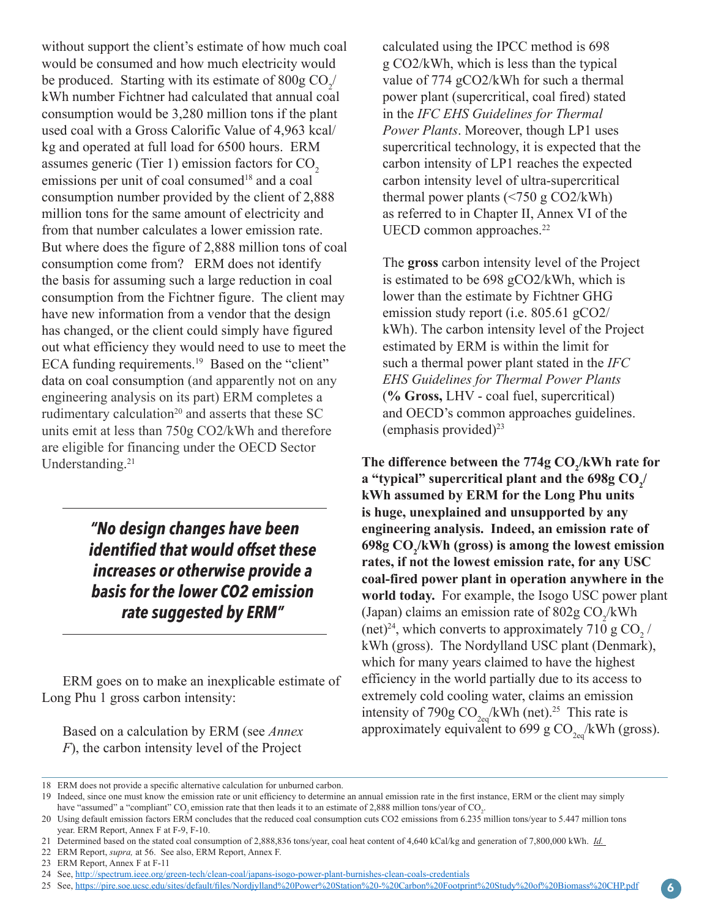without support the client's estimate of how much coal would be consumed and how much electricity would be produced. Starting with its estimate of 800g $CO_2$/kWh number Fichtner had calculated that annual coal consumption would be 3,280 million tons if the plant used coal with a Gross Calorific Value of 4,963 kcal/kg and operated at full load for 6500 hours. ERM assumes generic (Tier 1) emission factors for $CO_2$ emissions per unit of coal consumed[18] and a coal consumption number provided by the client of 2,888 million tons for the same amount of electricity and from that number calculates a lower emission rate. But where does the figure of 2,888 million tons of coal consumption come from? ERM does not identify the basis for assuming such a large reduction in coal consumption from the Fichtner figure. The client may have new information from a vendor that the design has changed, or the client could simply have figured out what efficiency they would need to use to meet the ECA funding requirements.[19] Based on the "client" data on coal consumption (and apparently not on any engineering analysis on its part) ERM completes a rudimentary calculation[20] and asserts that these SC units emit at less than 750g CO2/kWh and therefore are eligible for financing under the OECD Sector Understanding.[21]

> ***"No design changes have been identified that would offset these increases or otherwise provide a basis for the lower CO2 emission rate suggested by ERM"***

ERM goes on to make an inexplicable estimate of Long Phu 1 gross carbon intensity:

> Based on a calculation by ERM (see *Annex F*), the carbon intensity level of the Project calculated using the IPCC method is 698 g CO2/kWh, which is less than the typical value of 774 gCO2/kWh for such a thermal power plant (supercritical, coal fired) stated in the *IFC EHS Guidelines for Thermal Power Plants*. Moreover, though LP1 uses supercritical technology, it is expected that the carbon intensity of LP1 reaches the expected carbon intensity level of ultra-supercritical thermal power plants (<750 g CO2/kWh) as referred to in Chapter II, Annex VI of the UECD common approaches.[22]
>
> The **gross** carbon intensity level of the Project is estimated to be 698 gCO2/kWh, which is lower than the estimate by Fichtner GHG emission study report (i.e. 805.61 gCO2/kWh). The carbon intensity level of the Project estimated by ERM is within the limit for such a thermal power plant stated in the *IFC EHS Guidelines for Thermal Power Plants* (**% Gross,** LHV - coal fuel, supercritical) and OECD's common approaches guidelines. (emphasis provided)[23]

**The difference between the 774g $CO_2$/kWh rate for a "typical" supercritical plant and the 698g $CO_2$/kWh assumed by ERM for the Long Phu units is huge, unexplained and unsupported by any engineering analysis. Indeed, an emission rate of 698g $CO_2$/kWh (gross) is among the lowest emission rates, if not the lowest emission rate, for any USC coal-fired power plant in operation anywhere in the world today.** For example, the Isogo USC power plant (Japan) claims an emission rate of 802g $CO_2$/kWh (net)[24], which converts to approximately 710 g $CO_2$ / kWh (gross). The Nordylland USC plant (Denmark), which for many years claimed to have the highest efficiency in the world partially due to its access to extremely cold cooling water, claims an emission intensity of 790g $CO_{2eq}$/kWh (net).[25] This rate is approximately equivalent to 699 g $CO_{2eq}$/kWh (gross).

---

18 ERM does not provide a specific alternative calculation for unburned carbon.

19 Indeed, since one must know the emission rate or unit efficiency to determine an annual emission rate in the first instance, ERM or the client may simply have "assumed" a "compliant" $CO_2$ emission rate that then leads it to an estimate of 2,888 million tons/year of $CO_2$.

20 Using default emission factors ERM concludes that the reduced coal consumption cuts CO2 emissions from 6.235 million tons/year to 5.447 million tons year. ERM Report, Annex F at F-9, F-10.

21 Determined based on the stated coal consumption of 2,888,836 tons/year, coal heat content of 4,640 kCal/kg and generation of 7,800,000 kWh. *Id.*

22 ERM Report, *supra,* at 56. See also, ERM Report, Annex F.

23 ERM Report, Annex F at F-11

24 See, http://spectrum.ieee.org/green-tech/clean-coal/japans-isogo-power-plant-burnishes-clean-coals-credentials

25 See, https://pire.soe.ucsc.edu/sites/default/files/Nordjylland%20Power%20Station%20-%20Carbon%20Footprint%20Study%20of%20Biomass%20CHP.pdf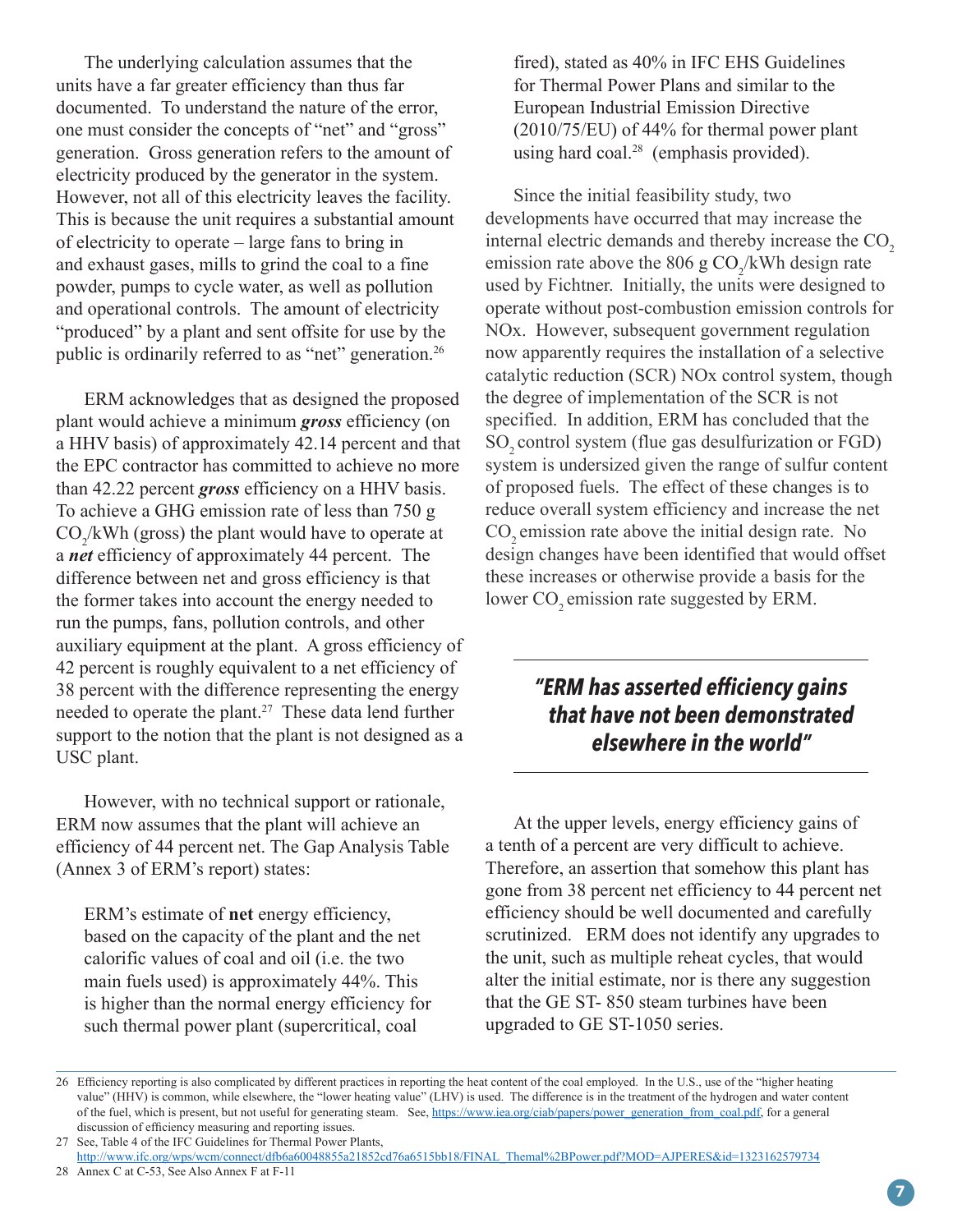The underlying calculation assumes that the units have a far greater efficiency than thus far documented. To understand the nature of the error, one must consider the concepts of "net" and "gross" generation. Gross generation refers to the amount of electricity produced by the generator in the system. However, not all of this electricity leaves the facility. This is because the unit requires a substantial amount of electricity to operate – large fans to bring in and exhaust gases, mills to grind the coal to a fine powder, pumps to cycle water, as well as pollution and operational controls. The amount of electricity "produced" by a plant and sent offsite for use by the public is ordinarily referred to as "net" generation.[26]

ERM acknowledges that as designed the proposed plant would achieve a minimum ***gross*** efficiency (on a HHV basis) of approximately 42.14 percent and that the EPC contractor has committed to achieve no more than 42.22 percent ***gross*** efficiency on a HHV basis. To achieve a GHG emission rate of less than 750 g $CO_2$/kWh (gross) the plant would have to operate at a ***net*** efficiency of approximately 44 percent. The difference between net and gross efficiency is that the former takes into account the energy needed to run the pumps, fans, pollution controls, and other auxiliary equipment at the plant. A gross efficiency of 42 percent is roughly equivalent to a net efficiency of 38 percent with the difference representing the energy needed to operate the plant.[27] These data lend further support to the notion that the plant is not designed as a USC plant.

However, with no technical support or rationale, ERM now assumes that the plant will achieve an efficiency of 44 percent net. The Gap Analysis Table (Annex 3 of ERM's report) states:

> ERM's estimate of **net** energy efficiency, based on the capacity of the plant and the net calorific values of coal and oil (i.e. the two main fuels used) is approximately 44%. This is higher than the normal energy efficiency for such thermal power plant (supercritical, coal fired), stated as 40% in IFC EHS Guidelines for Thermal Power Plans and similar to the European Industrial Emission Directive (2010/75/EU) of 44% for thermal power plant using hard coal.[28] (emphasis provided).

Since the initial feasibility study, two developments have occurred that may increase the internal electric demands and thereby increase the $CO_2$ emission rate above the 806 g $CO_2$/kWh design rate used by Fichtner. Initially, the units were designed to operate without post-combustion emission controls for NOx. However, subsequent government regulation now apparently requires the installation of a selective catalytic reduction (SCR) NOx control system, though the degree of implementation of the SCR is not specified. In addition, ERM has concluded that the $SO_2$ control system (flue gas desulfurization or FGD) system is undersized given the range of sulfur content of proposed fuels. The effect of these changes is to reduce overall system efficiency and increase the net $CO_2$ emission rate above the initial design rate. No design changes have been identified that would offset these increases or otherwise provide a basis for the lower $CO_2$ emission rate suggested by ERM.

> ***"ERM has asserted efficiency gains that have not been demonstrated elsewhere in the world"***

At the upper levels, energy efficiency gains of a tenth of a percent are very difficult to achieve. Therefore, an assertion that somehow this plant has gone from 38 percent net efficiency to 44 percent net efficiency should be well documented and carefully scrutinized. ERM does not identify any upgrades to the unit, such as multiple reheat cycles, that would alter the initial estimate, nor is there any suggestion that the GE ST- 850 steam turbines have been upgraded to GE ST-1050 series.

---

26 Efficiency reporting is also complicated by different practices in reporting the heat content of the coal employed. In the U.S., use of the "higher heating value" (HHV) is common, while elsewhere, the "lower heating value" (LHV) is used. The difference is in the treatment of the hydrogen and water content of the fuel, which is present, but not useful for generating steam. See, https://www.iea.org/ciab/papers/power_generation_from_coal.pdf, for a general discussion of efficiency measuring and reporting issues.

27 See, Table 4 of the IFC Guidelines for Thermal Power Plants, http://www.ifc.org/wps/wcm/connect/dfb6a60048855a21852cd76a6515bb18/FINAL_Themal%2BPower.pdf?MOD=AJPERES&id=1323162579734

28 Annex C at C-53, See Also Annex F at F-11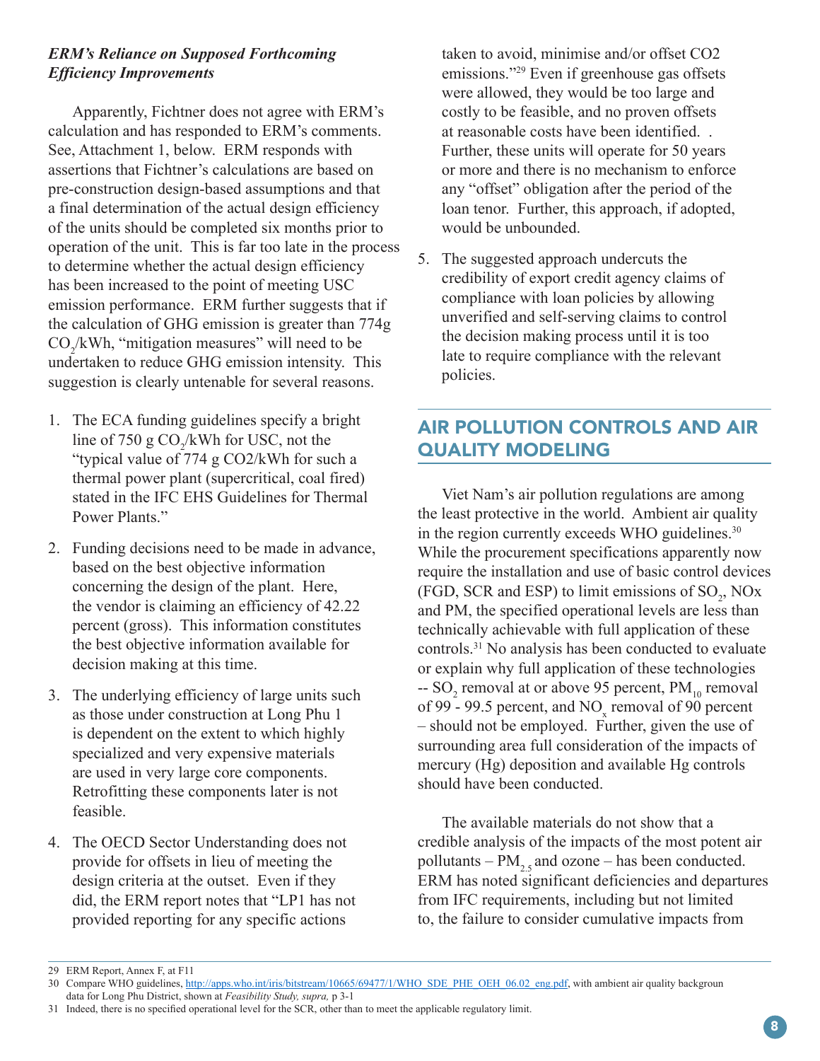### *ERM's Reliance on Supposed Forthcoming Efficiency Improvements*

Apparently, Fichtner does not agree with ERM's calculation and has responded to ERM's comments. See, Attachment 1, below. ERM responds with assertions that Fichtner's calculations are based on pre-construction design-based assumptions and that a final determination of the actual design efficiency of the units should be completed six months prior to operation of the unit. This is far too late in the process to determine whether the actual design efficiency has been increased to the point of meeting USC emission performance. ERM further suggests that if the calculation of GHG emission is greater than 774g $CO_2$/kWh, "mitigation measures" will need to be undertaken to reduce GHG emission intensity. This suggestion is clearly untenable for several reasons.

1. The ECA funding guidelines specify a bright line of 750 g $CO_2$/kWh for USC, not the "typical value of 774 g CO2/kWh for such a thermal power plant (supercritical, coal fired) stated in the IFC EHS Guidelines for Thermal Power Plants."
2. Funding decisions need to be made in advance, based on the best objective information concerning the design of the plant. Here, the vendor is claiming an efficiency of 42.22 percent (gross). This information constitutes the best objective information available for decision making at this time.
3. The underlying efficiency of large units such as those under construction at Long Phu 1 is dependent on the extent to which highly specialized and very expensive materials are used in very large core components. Retrofitting these components later is not feasible.
4. The OECD Sector Understanding does not provide for offsets in lieu of meeting the design criteria at the outset. Even if they did, the ERM report notes that "LP1 has not provided reporting for any specific actions taken to avoid, minimise and/or offset CO2 emissions."[29] Even if greenhouse gas offsets were allowed, they would be too large and costly to be feasible, and no proven offsets at reasonable costs have been identified. . Further, these units will operate for 50 years or more and there is no mechanism to enforce any "offset" obligation after the period of the loan tenor. Further, this approach, if adopted, would be unbounded.
5. The suggested approach undercuts the credibility of export credit agency claims of compliance with loan policies by allowing unverified and self-serving claims to control the decision making process until it is too late to require compliance with the relevant policies.

## AIR POLLUTION CONTROLS AND AIR QUALITY MODELING

Viet Nam's air pollution regulations are among the least protective in the world. Ambient air quality in the region currently exceeds WHO guidelines.[30] While the procurement specifications apparently now require the installation and use of basic control devices (FGD, SCR and ESP) to limit emissions of $SO_2$, NOx and PM, the specified operational levels are less than technically achievable with full application of these controls.[31] No analysis has been conducted to evaluate or explain why full application of these technologies -- $SO_2$ removal at or above 95 percent, $PM_{10}$ removal of 99 - 99.5 percent, and $NO_x$ removal of 90 percent – should not be employed. Further, given the use of surrounding area full consideration of the impacts of mercury (Hg) deposition and available Hg controls should have been conducted.

The available materials do not show that a credible analysis of the impacts of the most potent air pollutants – $PM_{2.5}$ and ozone – has been conducted. ERM has noted significant deficiencies and departures from IFC requirements, including but not limited to, the failure to consider cumulative impacts from

---

29 ERM Report, Annex F, at F11

30 Compare WHO guidelines, http://apps.who.int/iris/bitstream/10665/69477/1/WHO_SDE_PHE_OEH_06.02_eng.pdf, with ambient air quality backgroun data for Long Phu District, shown at *Feasibility Study, supra,* p 3-1

31 Indeed, there is no specified operational level for the SCR, other than to meet the applicable regulatory limit.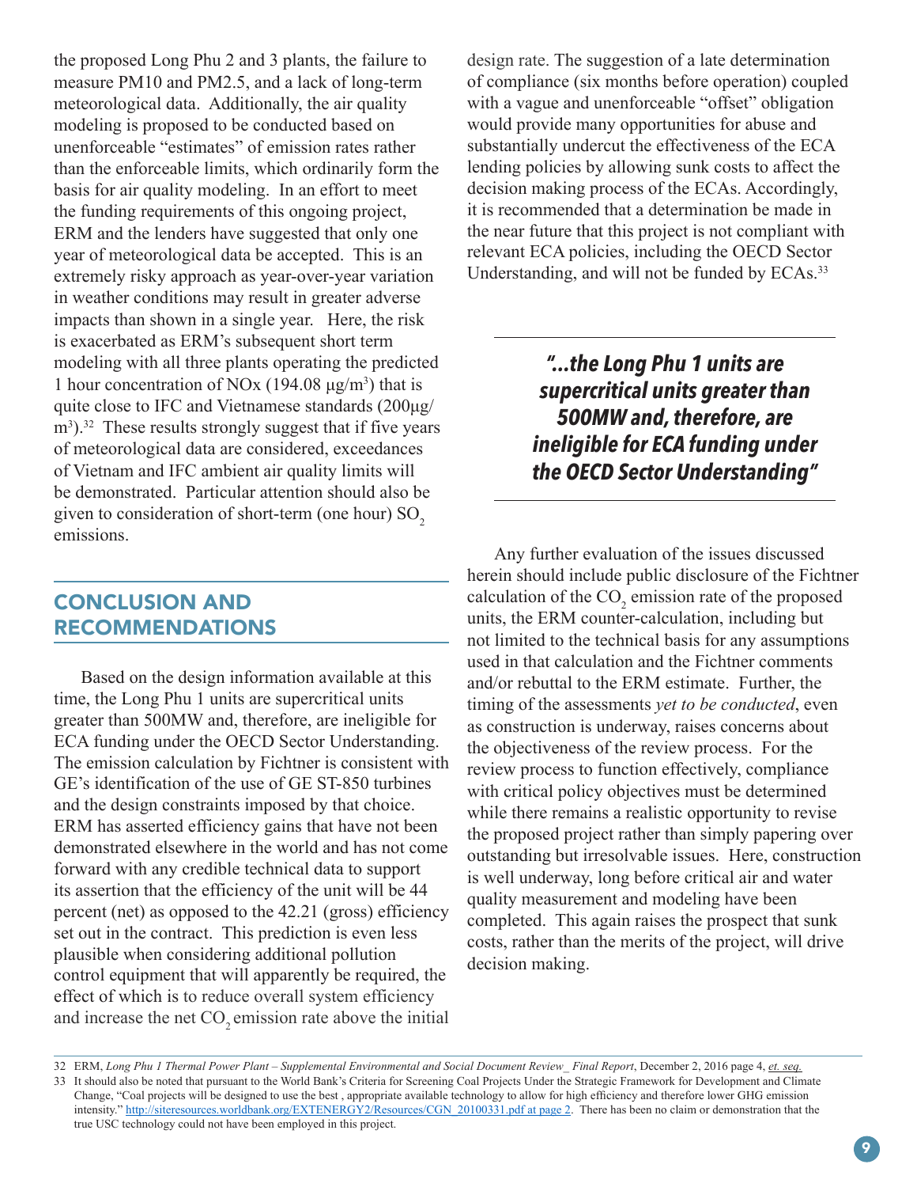the proposed Long Phu 2 and 3 plants, the failure to measure PM10 and PM2.5, and a lack of long-term meteorological data. Additionally, the air quality modeling is proposed to be conducted based on unenforceable "estimates" of emission rates rather than the enforceable limits, which ordinarily form the basis for air quality modeling. In an effort to meet the funding requirements of this ongoing project, ERM and the lenders have suggested that only one year of meteorological data be accepted. This is an extremely risky approach as year-over-year variation in weather conditions may result in greater adverse impacts than shown in a single year. Here, the risk is exacerbated as ERM's subsequent short term modeling with all three plants operating the predicted 1 hour concentration of NOx (194.08 $\mu g/m^3$) that is quite close to IFC and Vietnamese standards (200$\mu g/m^3$).[32] These results strongly suggest that if five years of meteorological data are considered, exceedances of Vietnam and IFC ambient air quality limits will be demonstrated. Particular attention should also be given to consideration of short-term (one hour) $SO_2$ emissions.

## CONCLUSION AND RECOMMENDATIONS

Based on the design information available at this time, the Long Phu 1 units are supercritical units greater than 500MW and, therefore, are ineligible for ECA funding under the OECD Sector Understanding. The emission calculation by Fichtner is consistent with GE's identification of the use of GE ST-850 turbines and the design constraints imposed by that choice. ERM has asserted efficiency gains that have not been demonstrated elsewhere in the world and has not come forward with any credible technical data to support its assertion that the efficiency of the unit will be 44 percent (net) as opposed to the 42.21 (gross) efficiency set out in the contract. This prediction is even less plausible when considering additional pollution control equipment that will apparently be required, the effect of which is to reduce overall system efficiency and increase the net $CO_2$ emission rate above the initial design rate. The suggestion of a late determination of compliance (six months before operation) coupled with a vague and unenforceable "offset" obligation would provide many opportunities for abuse and substantially undercut the effectiveness of the ECA lending policies by allowing sunk costs to affect the decision making process of the ECAs. Accordingly, it is recommended that a determination be made in the near future that this project is not compliant with relevant ECA policies, including the OECD Sector Understanding, and will not be funded by ECAs.[33]

> ***"...the Long Phu 1 units are supercritical units greater than 500MW and, therefore, are ineligible for ECA funding under the OECD Sector Understanding"***

Any further evaluation of the issues discussed herein should include public disclosure of the Fichtner calculation of the $CO_2$ emission rate of the proposed units, the ERM counter-calculation, including but not limited to the technical basis for any assumptions used in that calculation and the Fichtner comments and/or rebuttal to the ERM estimate. Further, the timing of the assessments *yet to be conducted*, even as construction is underway, raises concerns about the objectiveness of the review process. For the review process to function effectively, compliance with critical policy objectives must be determined while there remains a realistic opportunity to revise the proposed project rather than simply papering over outstanding but irresolvable issues. Here, construction is well underway, long before critical air and water quality measurement and modeling have been completed. This again raises the prospect that sunk costs, rather than the merits of the project, will drive decision making.

---

32 ERM, *Long Phu 1 Thermal Power Plant – Supplemental Environmental and Social Document Review_ Final Report*, December 2, 2016 page 4, *et. seq.*

33 It should also be noted that pursuant to the World Bank's Criteria for Screening Coal Projects Under the Strategic Framework for Development and Climate Change, "Coal projects will be designed to use the best , appropriate available technology to allow for high efficiency and therefore lower GHG emission intensity." http://siteresources.worldbank.org/EXTENERGY2/Resources/CGN_20100331.pdf at page 2. There has been no claim or demonstration that the true USC technology could not have been employed in this project.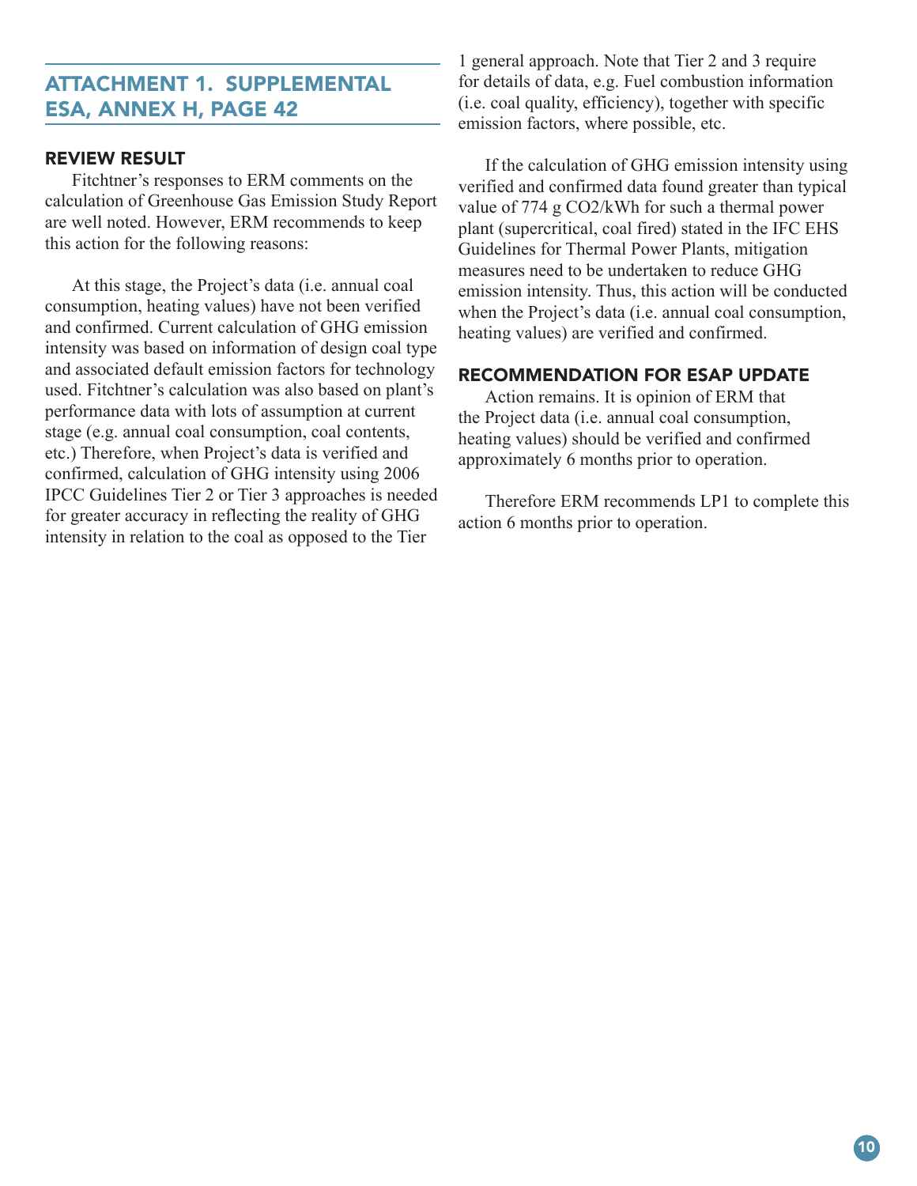## ATTACHMENT 1. SUPPLEMENTAL ESA, ANNEX H, PAGE 42

### REVIEW RESULT

Fitchtner's responses to ERM comments on the calculation of Greenhouse Gas Emission Study Report are well noted. However, ERM recommends to keep this action for the following reasons:

At this stage, the Project's data (i.e. annual coal consumption, heating values) have not been verified and confirmed. Current calculation of GHG emission intensity was based on information of design coal type and associated default emission factors for technology used. Fitchtner's calculation was also based on plant's performance data with lots of assumption at current stage (e.g. annual coal consumption, coal contents, etc.) Therefore, when Project's data is verified and confirmed, calculation of GHG intensity using 2006 IPCC Guidelines Tier 2 or Tier 3 approaches is needed for greater accuracy in reflecting the reality of GHG intensity in relation to the coal as opposed to the Tier 1 general approach. Note that Tier 2 and 3 require for details of data, e.g. Fuel combustion information (i.e. coal quality, efficiency), together with specific emission factors, where possible, etc.

If the calculation of GHG emission intensity using verified and confirmed data found greater than typical value of 774 g $CO_2$/kWh for such a thermal power plant (supercritical, coal fired) stated in the IFC EHS Guidelines for Thermal Power Plants, mitigation measures need to be undertaken to reduce GHG emission intensity. Thus, this action will be conducted when the Project's data (i.e. annual coal consumption, heating values) are verified and confirmed.

### RECOMMENDATION FOR ESAP UPDATE

Action remains. It is opinion of ERM that the Project data (i.e. annual coal consumption, heating values) should be verified and confirmed approximately 6 months prior to operation.

Therefore ERM recommends LP1 to complete this action 6 months prior to operation.